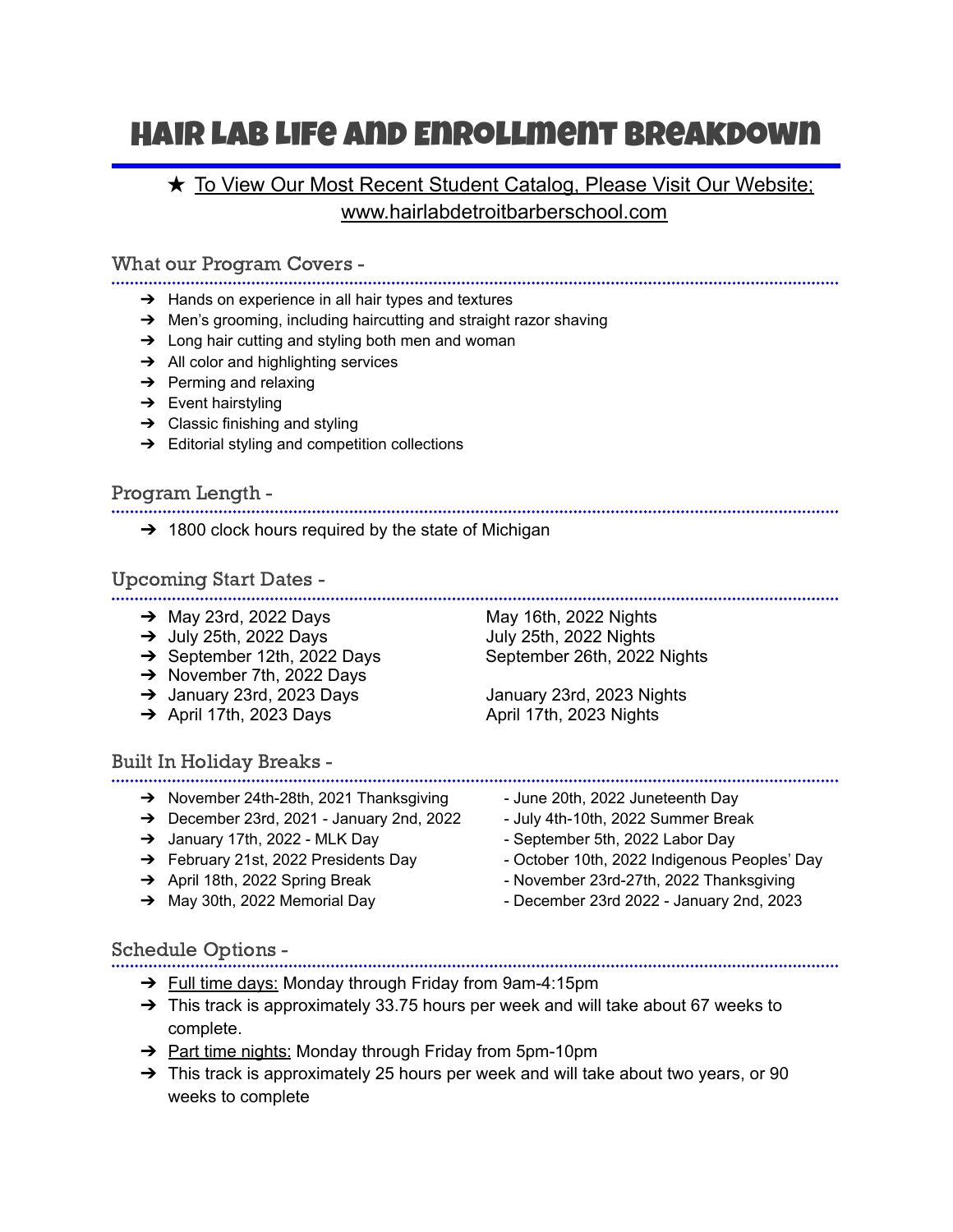# Hair Lab Life and Enrollment Breakdown

★ To View Our Most Recent Student Catalog, Please Visit Our Website; www.hairlabdetroitbarberschool.com

## What our Program Covers -

- Hands on experience in all hair types and textures
- Men's grooming, including haircutting and straight razor shaving
- Long hair cutting and styling both men and woman
- All color and highlighting services
- Perming and relaxing
- Event hairstyling
- Classic finishing and styling
- Editorial styling and competition collections

## Program Length -

- 1800 clock hours required by the state of Michigan

## Upcoming Start Dates -

- May 23rd, 2022 Days
- July 25th, 2022 Days
- September 12th, 2022 Days
- November 7th, 2022 Days
- January 23rd, 2023 Days
- April 17th, 2023 Days

May 16th, 2022 Nights
July 25th, 2022 Nights
September 26th, 2022 Nights

January 23rd, 2023 Nights
April 17th, 2023 Nights

## Built In Holiday Breaks -

- November 24th-28th, 2021 Thanksgiving
- December 23rd, 2021 - January 2nd, 2022
- January 17th, 2022 - MLK Day
- February 21st, 2022 Presidents Day
- April 18th, 2022 Spring Break
- May 30th, 2022 Memorial Day

- June 20th, 2022 Juneteenth Day
- July 4th-10th, 2022 Summer Break
- September 5th, 2022 Labor Day
- October 10th, 2022 Indigenous Peoples' Day
- November 23rd-27th, 2022 Thanksgiving
- December 23rd 2022 - January 2nd, 2023

## Schedule Options -

- Full time days: Monday through Friday from 9am-4:15pm
- This track is approximately 33.75 hours per week and will take about 67 weeks to complete.
- Part time nights: Monday through Friday from 5pm-10pm
- This track is approximately 25 hours per week and will take about two years, or 90 weeks to complete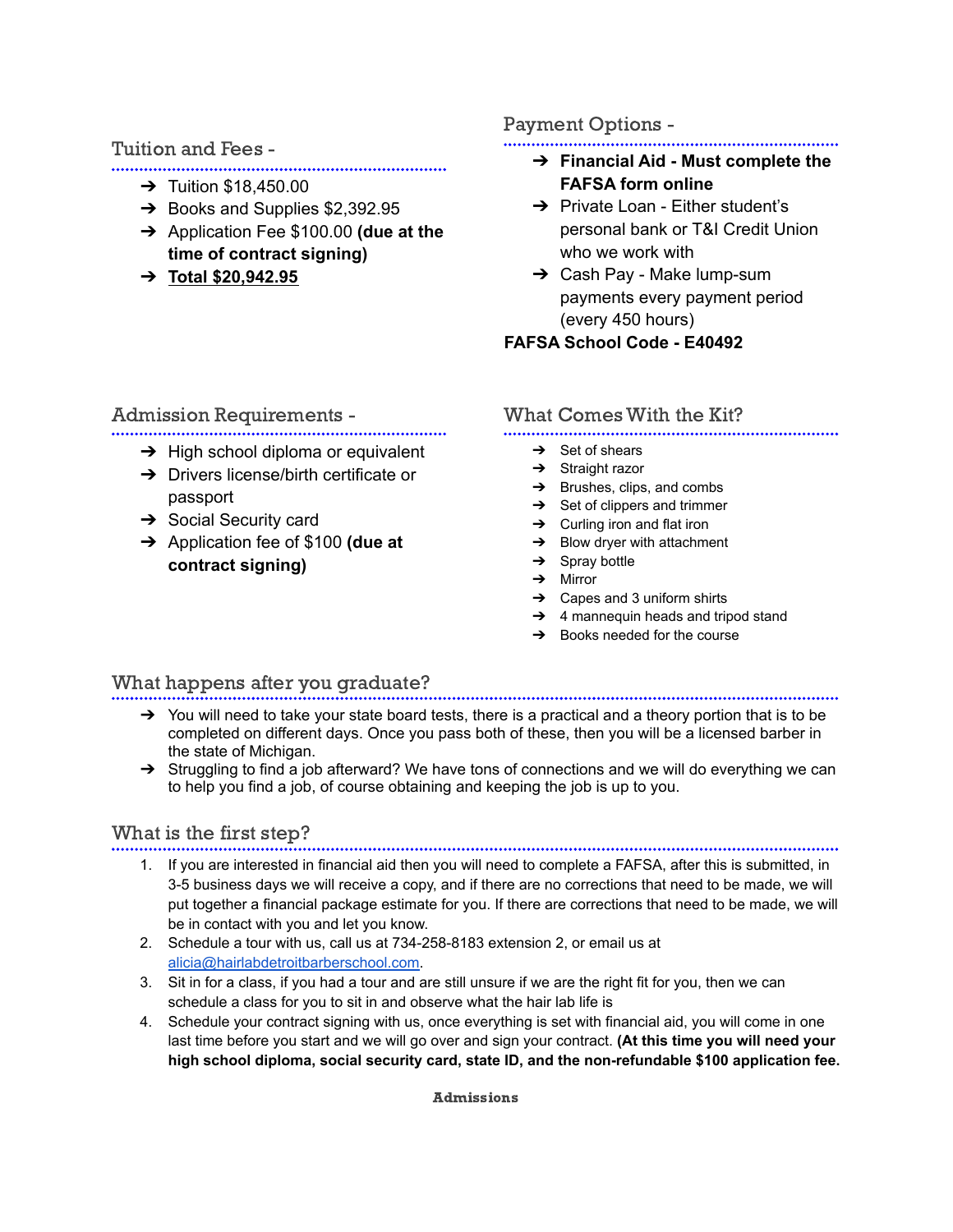## Tuition and Fees -

- Tuition $18,450.00
- Books and Supplies $2,392.95
- Application Fee $100.00 **(due at the time of contract signing)**
- **Total $20,942.95**

## Payment Options -

- **Financial Aid - Must complete the FAFSA form online**
- Private Loan - Either student's personal bank or T&I Credit Union who we work with
- Cash Pay - Make lump-sum payments every payment period (every 450 hours)

**FAFSA School Code - E40492**

## Admission Requirements -

- High school diploma or equivalent
- Drivers license/birth certificate or passport
- Social Security card
- Application fee of $100 **(due at contract signing)**

## What Comes With the Kit?

- Set of shears
- Straight razor
- Brushes, clips, and combs
- Set of clippers and trimmer
- Curling iron and flat iron
- Blow dryer with attachment
- Spray bottle
- Mirror
- Capes and 3 uniform shirts
- 4 mannequin heads and tripod stand
- Books needed for the course

## What happens after you graduate?

- You will need to take your state board tests, there is a practical and a theory portion that is to be completed on different days. Once you pass both of these, then you will be a licensed barber in the state of Michigan.
- Struggling to find a job afterward? We have tons of connections and we will do everything we can to help you find a job, of course obtaining and keeping the job is up to you.

## What is the first step?

1. If you are interested in financial aid then you will need to complete a FAFSA, after this is submitted, in 3-5 business days we will receive a copy, and if there are no corrections that need to be made, we will put together a financial package estimate for you. If there are corrections that need to be made, we will be in contact with you and let you know.
2. Schedule a tour with us, call us at 734-258-8183 extension 2, or email us at alicia@hairlabdetroitbarberschool.com.
3. Sit in for a class, if you had a tour and are still unsure if we are the right fit for you, then we can schedule a class for you to sit in and observe what the hair lab life is
4. Schedule your contract signing with us, once everything is set with financial aid, you will come in one last time before you start and we will go over and sign your contract. **(At this time you will need your high school diploma, social security card, state ID, and the non-refundable $100 application fee.**

**Admissions**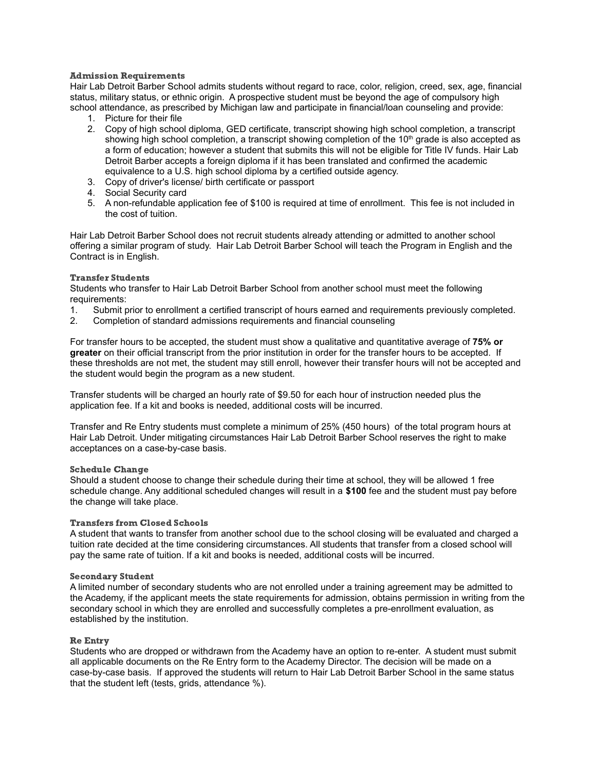### Admission Requirements

Hair Lab Detroit Barber School admits students without regard to race, color, religion, creed, sex, age, financial status, military status, or ethnic origin. A prospective student must be beyond the age of compulsory high school attendance, as prescribed by Michigan law and participate in financial/loan counseling and provide:

1. Picture for their file
2. Copy of high school diploma, GED certificate, transcript showing high school completion, a transcript showing high school completion, a transcript showing completion of the 10th grade is also accepted as a form of education; however a student that submits this will not be eligible for Title IV funds. Hair Lab Detroit Barber accepts a foreign diploma if it has been translated and confirmed the academic equivalence to a U.S. high school diploma by a certified outside agency.
3. Copy of driver's license/ birth certificate or passport
4. Social Security card
5. A non-refundable application fee of $100 is required at time of enrollment. This fee is not included in the cost of tuition.

Hair Lab Detroit Barber School does not recruit students already attending or admitted to another school offering a similar program of study. Hair Lab Detroit Barber School will teach the Program in English and the Contract is in English.

### Transfer Students

Students who transfer to Hair Lab Detroit Barber School from another school must meet the following requirements:

1. Submit prior to enrollment a certified transcript of hours earned and requirements previously completed.
2. Completion of standard admissions requirements and financial counseling

For transfer hours to be accepted, the student must show a qualitative and quantitative average of **75% or greater** on their official transcript from the prior institution in order for the transfer hours to be accepted. If these thresholds are not met, the student may still enroll, however their transfer hours will not be accepted and the student would begin the program as a new student.

Transfer students will be charged an hourly rate of $9.50 for each hour of instruction needed plus the application fee. If a kit and books is needed, additional costs will be incurred.

Transfer and Re Entry students must complete a minimum of 25% (450 hours) of the total program hours at Hair Lab Detroit. Under mitigating circumstances Hair Lab Detroit Barber School reserves the right to make acceptances on a case-by-case basis.

### Schedule Change

Should a student choose to change their schedule during their time at school, they will be allowed 1 free schedule change. Any additional scheduled changes will result in a **$100** fee and the student must pay before the change will take place.

### Transfers from Closed Schools

A student that wants to transfer from another school due to the school closing will be evaluated and charged a tuition rate decided at the time considering circumstances. All students that transfer from a closed school will pay the same rate of tuition. If a kit and books is needed, additional costs will be incurred.

### Secondary Student

A limited number of secondary students who are not enrolled under a training agreement may be admitted to the Academy, if the applicant meets the state requirements for admission, obtains permission in writing from the secondary school in which they are enrolled and successfully completes a pre-enrollment evaluation, as established by the institution.

### Re Entry

Students who are dropped or withdrawn from the Academy have an option to re-enter. A student must submit all applicable documents on the Re Entry form to the Academy Director. The decision will be made on a case-by-case basis. If approved the students will return to Hair Lab Detroit Barber School in the same status that the student left (tests, grids, attendance %).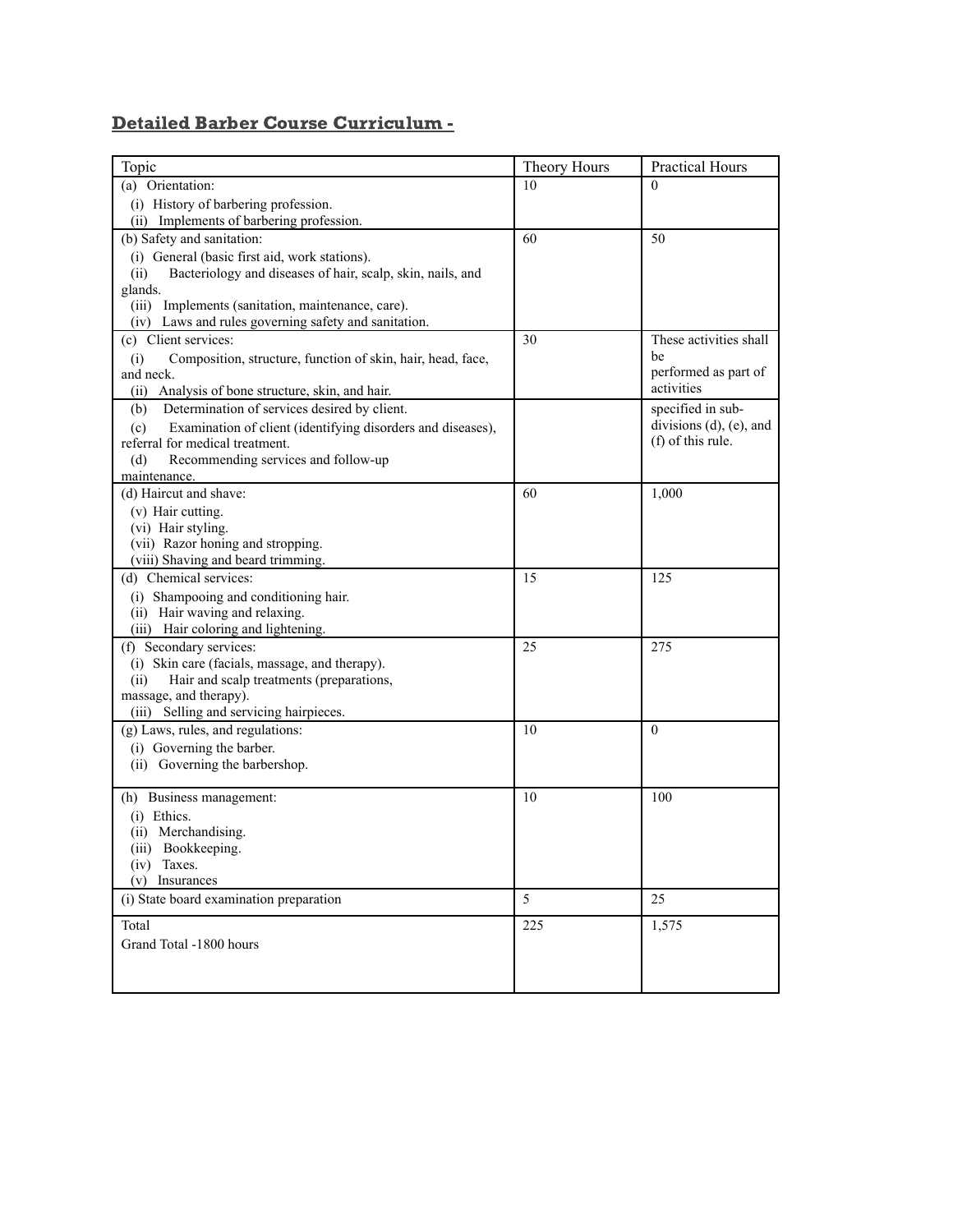## Detailed Barber Course Curriculum -

| Topic | Theory Hours | Practical Hours |
|---|---|---|
| (a) Orientation:<br>(i) History of barbering profession.<br>(ii) Implements of barbering profession. | 10 | 0 |
| (b) Safety and sanitation:<br>(i) General (basic first aid, work stations).<br>(ii) Bacteriology and diseases of hair, scalp, skin, nails, and glands.<br>(iii) Implements (sanitation, maintenance, care).<br>(iv) Laws and rules governing safety and sanitation. | 60 | 50 |
| (c) Client services:<br>(i) Composition, structure, function of skin, hair, head, face, and neck.<br>(ii) Analysis of bone structure, skin, and hair. | 30 | These activities shall be performed as part of activities |
| (b) Determination of services desired by client.<br>(c) Examination of client (identifying disorders and diseases), referral for medical treatment.<br>(d) Recommending services and follow-up maintenance. | | specified in sub-divisions (d), (e), and (f) of this rule. |
| (d) Haircut and shave:<br>(v) Hair cutting.<br>(vi) Hair styling.<br>(vii) Razor honing and stropping.<br>(viii) Shaving and beard trimming. | 60 | 1,000 |
| (d) Chemical services:<br>(i) Shampooing and conditioning hair.<br>(ii) Hair waving and relaxing.<br>(iii) Hair coloring and lightening. | 15 | 125 |
| (f) Secondary services:<br>(i) Skin care (facials, massage, and therapy).<br>(ii) Hair and scalp treatments (preparations, massage, and therapy).<br>(iii) Selling and servicing hairpieces. | 25 | 275 |
| (g) Laws, rules, and regulations:<br>(i) Governing the barber.<br>(ii) Governing the barbershop. | 10 | 0 |
| (h) Business management:<br>(i) Ethics.<br>(ii) Merchandising.<br>(iii) Bookkeeping.<br>(iv) Taxes.<br>(v) Insurances | 10 | 100 |
| (i) State board examination preparation | 5 | 25 |
| Total<br>Grand Total -1800 hours | 225 | 1,575 |